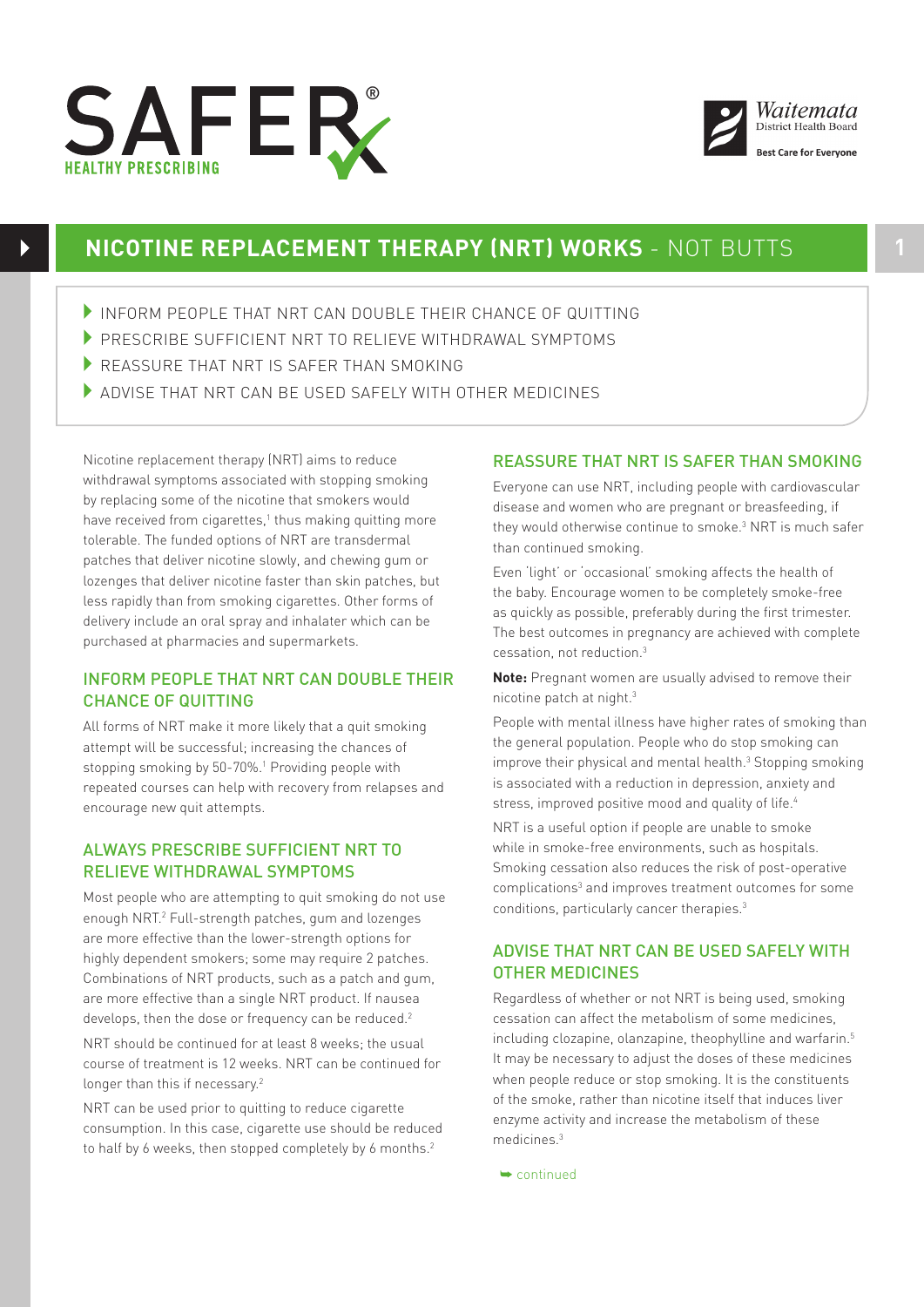# NICOTINE REPLACEMENT THERAPY (NRT) WORKS - NOT BUTTS

- INFORM PEOPLE THAT NRT CAN DOUBLE THEIR CHANCE OF QUITTING
- PRESCRIBE SUFFICIENT NRT TO RELIEVE WITHDRAWAL SYMPTOMS
- REASSURE THAT NRT IS SAFER THAN SMOKING
- ADVISE THAT NRT CAN BE USED SAFELY WITH OTHER MEDICINES

Nicotine replacement therapy (NRT) aims to reduce withdrawal symptoms associated with stopping smoking by replacing some of the nicotine that smokers would have received from cigarettes,[1] thus making quitting more tolerable. The funded options of NRT are transdermal patches that deliver nicotine slowly, and chewing gum or lozenges that deliver nicotine faster than skin patches, but less rapidly than from smoking cigarettes. Other forms of delivery include an oral spray and inhalater which can be purchased at pharmacies and supermarkets.

## INFORM PEOPLE THAT NRT CAN DOUBLE THEIR CHANCE OF QUITTING

All forms of NRT make it more likely that a quit smoking attempt will be successful; increasing the chances of stopping smoking by 50-70%.[1] Providing people with repeated courses can help with recovery from relapses and encourage new quit attempts.

## ALWAYS PRESCRIBE SUFFICIENT NRT TO RELIEVE WITHDRAWAL SYMPTOMS

Most people who are attempting to quit smoking do not use enough NRT.[2] Full-strength patches, gum and lozenges are more effective than the lower-strength options for highly dependent smokers; some may require 2 patches. Combinations of NRT products, such as a patch and gum, are more effective than a single NRT product. If nausea develops, then the dose or frequency can be reduced.[2]

NRT should be continued for at least 8 weeks; the usual course of treatment is 12 weeks. NRT can be continued for longer than this if necessary.[2]

NRT can be used prior to quitting to reduce cigarette consumption. In this case, cigarette use should be reduced to half by 6 weeks, then stopped completely by 6 months.[2]

## REASSURE THAT NRT IS SAFER THAN SMOKING

Everyone can use NRT, including people with cardiovascular disease and women who are pregnant or breasfeeding, if they would otherwise continue to smoke.[3] NRT is much safer than continued smoking.

Even 'light' or 'occasional' smoking affects the health of the baby. Encourage women to be completely smoke-free as quickly as possible, preferably during the first trimester. The best outcomes in pregnancy are achieved with complete cessation, not reduction.[3]

**Note:** Pregnant women are usually advised to remove their nicotine patch at night.[3]

People with mental illness have higher rates of smoking than the general population. People who do stop smoking can improve their physical and mental health.[3] Stopping smoking is associated with a reduction in depression, anxiety and stress, improved positive mood and quality of life.[4]

NRT is a useful option if people are unable to smoke while in smoke-free environments, such as hospitals. Smoking cessation also reduces the risk of post-operative complications[3] and improves treatment outcomes for some conditions, particularly cancer therapies.[3]

## ADVISE THAT NRT CAN BE USED SAFELY WITH OTHER MEDICINES

Regardless of whether or not NRT is being used, smoking cessation can affect the metabolism of some medicines, including clozapine, olanzapine, theophylline and warfarin.[5] It may be necessary to adjust the doses of these medicines when people reduce or stop smoking. It is the constituents of the smoke, rather than nicotine itself that induces liver enzyme activity and increase the metabolism of these medicines.[3]

➥ continued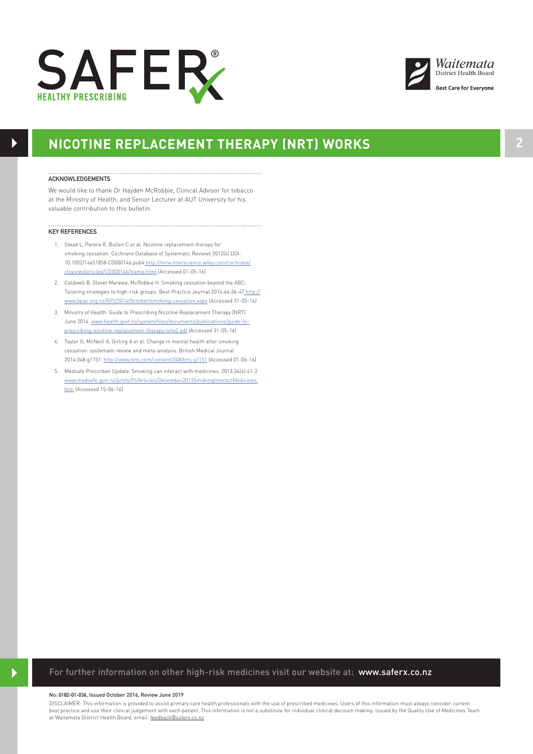# NICOTINE REPLACEMENT THERAPY (NRT) WORKS

## ACKNOWLEDGEMENTS

We would like to thank Dr Hayden McRobbie, Clinical Advisor for tobacco at the Ministry of Health, and Senior Lecturer at AUT University for his valuable contribution to this bulletin.

## KEY REFERENCES

1. Stead L, Perera R, Bullen C et al. Nicotine replacement therapy for smoking cessation. Cochrane Database of Systematic Reviews 2012(4) DOI: 10.1002/14651858.CD000146.pub4 http://mrw.interscience.wiley.com/cochrane/clsysrev/articles/CD000146/frame.html (Accessed 01-05-16)
2. Caldwell B, Glover Marewa, McRobbie H. Smoking cessation beyond the ABC: Tailoring strategies to high-risk groups. Best Practice Journal 2014;64:36-47 http://www.bpac.org.nz/BPJ/2014/October/smoking-cessation.aspx (Accessed 31-05-16)
3. Ministry of Health. Guide to Prescribing Nicotine Replacement Therapy (NRT) June 2014 www.health.govt.nz/system/files/documents/publications/guide-to-prescribing-nicotine-replacement-therapy-nrtv2.pdf (Accessed 31-05-16)
4. Taylor G, McNeill A, Girling A et al. Change in mental health after smoking cessation: systematic review and meta-analysis. British Medical Journal 2014;348:g1151. http://www.bmj.com/content/348/bmj.g1151 (Accessed 01-06-16)
5. Medsafe Prescriber Update. Smoking can interact with medicines. 2013;34(4):41-2 www.medsafe.govt.nz/profs/PUArticles/December2013SmokingInteractMedicines.htm (Accessed 15-06-16)

For further information on other high-risk medicines visit our website at: www.saferx.co.nz

No: 0182-01-036, Issued October 2016, Review June 2019

DISCLAIMER: This information is provided to assist primary care health professionals with the use of prescribed medicines. Users of this information must always consider current best practice and use their clinical judgement with each patient. This information is not a substitute for individual clinical decision making. Issued by the Quality Use of Medicines Team at Waitemata District Health Board, email: feedback@saferx.co.nz